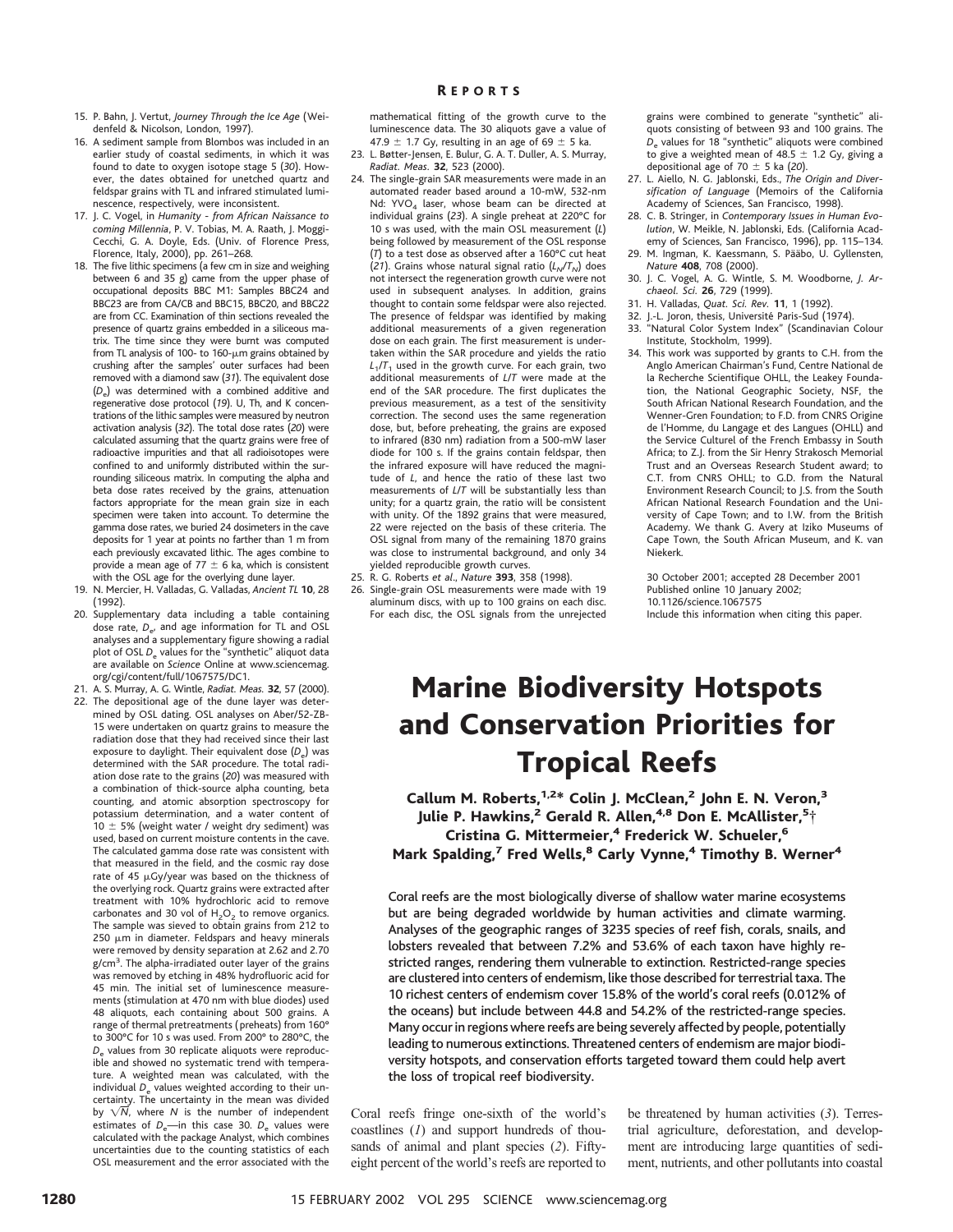15. P. Bahn, J. Vertut, *Journey Through the Ice Age* (Weidenfeld & Nicolson, London, 1997).
16. A sediment sample from Blombos was included in an earlier study of coastal sediments, in which it was found to date to oxygen isotope stage 5 (*30*). However, the dates obtained for unetched quartz and feldspar grains with TL and infrared stimulated luminescence, respectively, were inconsistent.
17. J. C. Vogel, in *Humanity - from African Naissance to coming Millennia*, P. V. Tobias, M. A. Raath, J. Moggi-Cecchi, G. A. Doyle, Eds. (Univ. of Florence Press, Florence, Italy, 2000), pp. 261–268.
18. The five lithic specimens (a few cm in size and weighing between 6 and 35 g) came from the upper phase of occupational deposits BBC M1: Samples BBC24 and BBC23 are from CA/CB and BBC15, BBC20, and BBC22 are from CC. Examination of thin sections revealed the presence of quartz grains embedded in a siliceous matrix. The time since they were burnt was computed from TL analysis of 100- to 160-μm grains obtained by crushing after the samples' outer surfaces had been removed with a diamond saw (*31*). The equivalent dose ($D_e$) was determined with a combined additive and regenerative dose protocol (*19*). U, Th, and K concentrations of the lithic samples were measured by neutron activation analysis (*32*). The total dose rates (*20*) were calculated assuming that the quartz grains were free of radioactive impurities and that all radioisotopes were confined to and uniformly distributed within the surrounding siliceous matrix. In computing the alpha and beta dose rates received by the grains, attenuation factors appropriate for the mean grain size in each specimen were taken into account. To determine the gamma dose rates, we buried 24 dosimeters in the cave deposits for 1 year at points no farther than 1 m from each previously excavated lithic. The ages combine to provide a mean age of 77 ± 6 ka, which is consistent with the OSL age for the overlying dune layer.
19. N. Mercier, H. Valladas, G. Valladas, *Ancient TL* **10**, 28 (1992).
20. Supplementary data including a table containing dose rate, $D_e$, and age information for TL and OSL analyses and a supplementary figure showing a radial plot of OSL $D_e$ values for the "synthetic" aliquot data are available on *Science* Online at www.sciencemag.org/cgi/content/full/1067575/DC1.
21. A. S. Murray, A. G. Wintle, *Radiat. Meas.* **32**, 57 (2000).
22. The depositional age of the dune layer was determined by OSL dating. OSL analyses on Aber/52-ZB-15 were undertaken on quartz grains to measure the radiation dose that they had received since their last exposure to daylight. Their equivalent dose ($D_e$) was determined with the SAR procedure. The total radiation dose rate to the grains (*20*) was measured with a combination of thick-source alpha counting, beta counting, and atomic absorption spectroscopy for potassium determination, and a water content of 10 ± 5% (weight water / weight dry sediment) was used, based on current moisture contents in the cave. The calculated gamma dose rate was consistent with that measured in the field, and the cosmic ray dose rate of 45 μGy/year was based on the thickness of the overlying rock. Quartz grains were extracted after treatment with 10% hydrochloric acid to remove carbonates and 30 vol of $H_2O_2$ to remove organics. The sample was sieved to obtain grains from 212 to 250 μm in diameter. Feldspars and heavy minerals were removed by density separation at 2.62 and 2.70 g/cm$^3$. The alpha-irradiated outer layer of the grains was removed by etching in 48% hydrofluoric acid for 45 min. The initial set of luminescence measurements (stimulation at 470 nm with blue diodes) used 48 aliquots, each containing about 500 grains. A range of thermal pretreatments (preheats) from 160° to 300°C for 10 s was used. From 200° to 280°C, the $D_e$ values from 30 replicate aliquots were reproducible and showed no systematic trend with temperature. A weighted mean was calculated, with the individual $D_e$ values weighted according to their uncertainty. The uncertainty in the mean was divided by $\sqrt{N}$, where $N$ is the number of independent estimates of $D_e$—in this case 30. $D_e$ values were calculated with the package Analyst, which combines uncertainties due to the counting statistics of each OSL measurement and the error associated with the mathematical fitting of the growth curve to the luminescence data. The 30 aliquots gave a value of 47.9 ± 1.7 Gy, resulting in an age of 69 ± 5 ka.
23. L. Bøtter-Jensen, E. Bulur, G. A. T. Duller, A. S. Murray, *Radiat. Meas.* **32**, 523 (2000).
24. The single-grain SAR measurements were made in an automated reader based around a 10-mW, 532-nm Nd: $YVO_4$ laser, whose beam can be directed at individual grains (*23*). A single preheat at 220°C for 10 s was used, with the main OSL measurement ($L$) being followed by measurement of the OSL response ($T$) to a test dose as observed after a 160°C cut heat (*21*). Grains whose natural signal ratio ($L_N/T_N$) does not intersect the regeneration growth curve were not used in subsequent analyses. In addition, grains thought to contain some feldspar were also rejected. The presence of feldspar was identified by making additional measurements of a given regeneration dose on each grain. The first measurement is undertaken within the SAR procedure and yields the ratio $L_1/T_1$ used in the growth curve. For each grain, two additional measurements of $L/T$ were made at the end of the SAR procedure. The first duplicates the previous measurement, as a test of the sensitivity correction. The second uses the same regeneration dose, but, before preheating, the grains are exposed to infrared (830 nm) radiation from a 500-mW laser diode for 100 s. If the grains contain feldspar, then the infrared exposure will have reduced the magnitude of $L$, and hence the ratio of these last two measurements of $L/T$ will be substantially less than unity; for a quartz grain, the ratio will be consistent with unity. Of the 1892 grains that were measured, 22 were rejected on the basis of these criteria. The OSL signal from many of the remaining 1870 grains was close to instrumental background, and only 34 yielded reproducible growth curves.
25. R. G. Roberts *et al.*, *Nature* **393**, 358 (1998).
26. Single-grain OSL measurements were made with 19 aluminum discs, with up to 100 grains on each disc. For each disc, the OSL signals from the unrejected grains were combined to generate "synthetic" aliquots consisting of between 93 and 100 grains. The $D_e$ values for 18 "synthetic" aliquots were combined to give a weighted mean of 48.5 ± 1.2 Gy, giving a depositional age of 70 ± 5 ka (*20*).
27. L. Aiello, N. G. Jablonski, Eds., *The Origin and Diversification of Language* (Memoirs of the California Academy of Sciences, San Francisco, 1998).
28. C. B. Stringer, in *Contemporary Issues in Human Evolution*, W. Meikle, N. Jablonski, Eds. (California Academy of Sciences, San Francisco, 1996), pp. 115–134.
29. M. Ingman, K. Kaessmann, S. Pääbo, U. Gyllensten, *Nature* **408**, 708 (2000).
30. J. C. Vogel, A. G. Wintle, S. M. Woodborne, *J. Archaeol. Sci.* **26**, 729 (1999).
31. H. Valladas, *Quat. Sci. Rev.* **11**, 1 (1992).
32. J.-L. Joron, thesis, Université Paris-Sud (1974).
33. "Natural Color System Index" (Scandinavian Colour Institute, Stockholm, 1999).
34. This work was supported by grants to C.H. from the Anglo American Chairman's Fund, Centre National de la Recherche Scientifique OHLL, the Leakey Foundation, the National Geographic Society, NSF, the South African National Research Foundation, and the Wenner-Gren Foundation; to F.D. from CNRS Origine de l'Homme, du Langage et des Langues (OHLL) and the Service Culturel of the French Embassy in South Africa; to Z.J. from the Sir Henry Strakosch Memorial Trust and an Overseas Research Student award; to C.T. from CNRS OHLL; to G.D. from the Natural Environment Research Council; to J.S. from the South African National Research Foundation and the University of Cape Town; and to I.W. from the British Academy. We thank G. Avery at Iziko Museums of Cape Town, the South African Museum, and K. van Niekerk.

30 October 2001; accepted 28 December 2001
Published online 10 January 2002;
10.1126/science.1067575
Include this information when citing this paper.

# Marine Biodiversity Hotspots and Conservation Priorities for Tropical Reefs

**Callum M. Roberts,[1,2]\* Colin J. McClean,[2] John E. N. Veron,[3] Julie P. Hawkins,[2] Gerald R. Allen,[4,8] Don E. McAllister,[5]† Cristina G. Mittermeier,[4] Frederick W. Schueler,[6] Mark Spalding,[7] Fred Wells,[8] Carly Vynne,[4] Timothy B. Werner[4]**

**Coral reefs are the most biologically diverse of shallow water marine ecosystems but are being degraded worldwide by human activities and climate warming. Analyses of the geographic ranges of 3235 species of reef fish, corals, snails, and lobsters revealed that between 7.2% and 53.6% of each taxon have highly restricted ranges, rendering them vulnerable to extinction. Restricted-range species are clustered into centers of endemism, like those described for terrestrial taxa. The 10 richest centers of endemism cover 15.8% of the world's coral reefs (0.012% of the oceans) but include between 44.8 and 54.2% of the restricted-range species. Many occur in regions where reefs are being severely affected by people, potentially leading to numerous extinctions. Threatened centers of endemism are major biodiversity hotspots, and conservation efforts targeted toward them could help avert the loss of tropical reef biodiversity.**

Coral reefs fringe one-sixth of the world's coastlines (*1*) and support hundreds of thousands of animal and plant species (*2*). Fifty-eight percent of the world's reefs are reported to be threatened by human activities (*3*). Terrestrial agriculture, deforestation, and development are introducing large quantities of sediment, nutrients, and other pollutants into coastal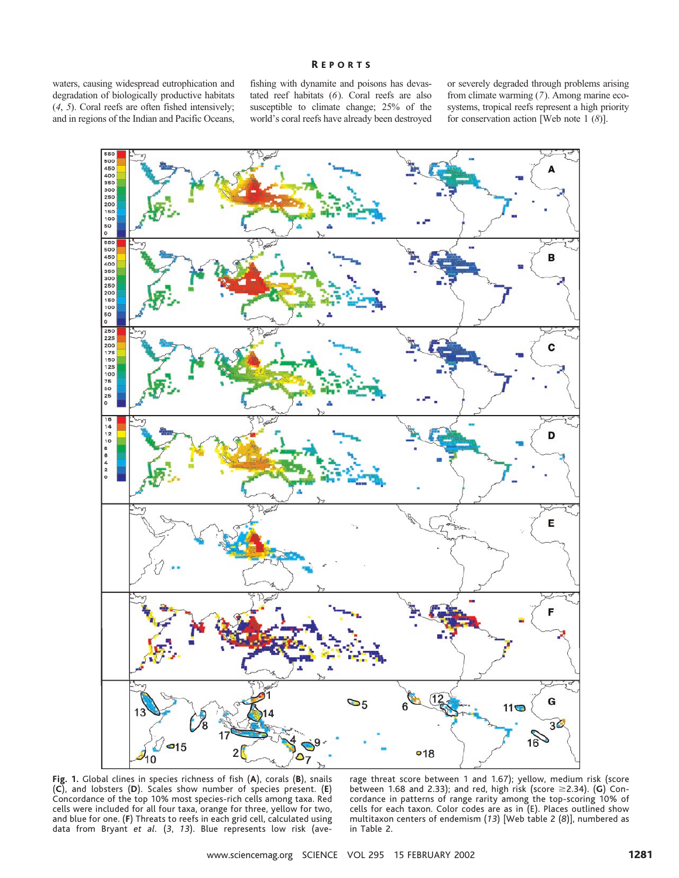waters, causing widespread eutrophication and degradation of biologically productive habitats (*4*, *5*). Coral reefs are often fished intensively; and in regions of the Indian and Pacific Oceans, fishing with dynamite and poisons has devastated reef habitats (*6*). Coral reefs are also susceptible to climate change; 25% of the world's coral reefs have already been destroyed or severely degraded through problems arising from climate warming (*7*). Among marine ecosystems, tropical reefs represent a high priority for conservation action [Web note 1 (*8*)].

**Fig. 1.** Global clines in species richness of fish (**A**), corals (**B**), snails (**C**), and lobsters (**D**). Scales show number of species present. (**E**) Concordance of the top 10% most species-rich cells among taxa. Red cells were included for all four taxa, orange for three, yellow for two, and blue for one. (**F**) Threats to reefs in each grid cell, calculated using data from Bryant *et al.* (*3*, *13*). Blue represents low risk (average threat score between 1 and 1.67); yellow, medium risk (score between 1.68 and 2.33); and red, high risk (score ≥2.34). (**G**) Concordance in patterns of range rarity among the top-scoring 10% of cells for each taxon. Color codes are as in (E). Places outlined show multitaxon centers of endemism (*13*) [Web table 2 (*8*)], numbered as in Table 2.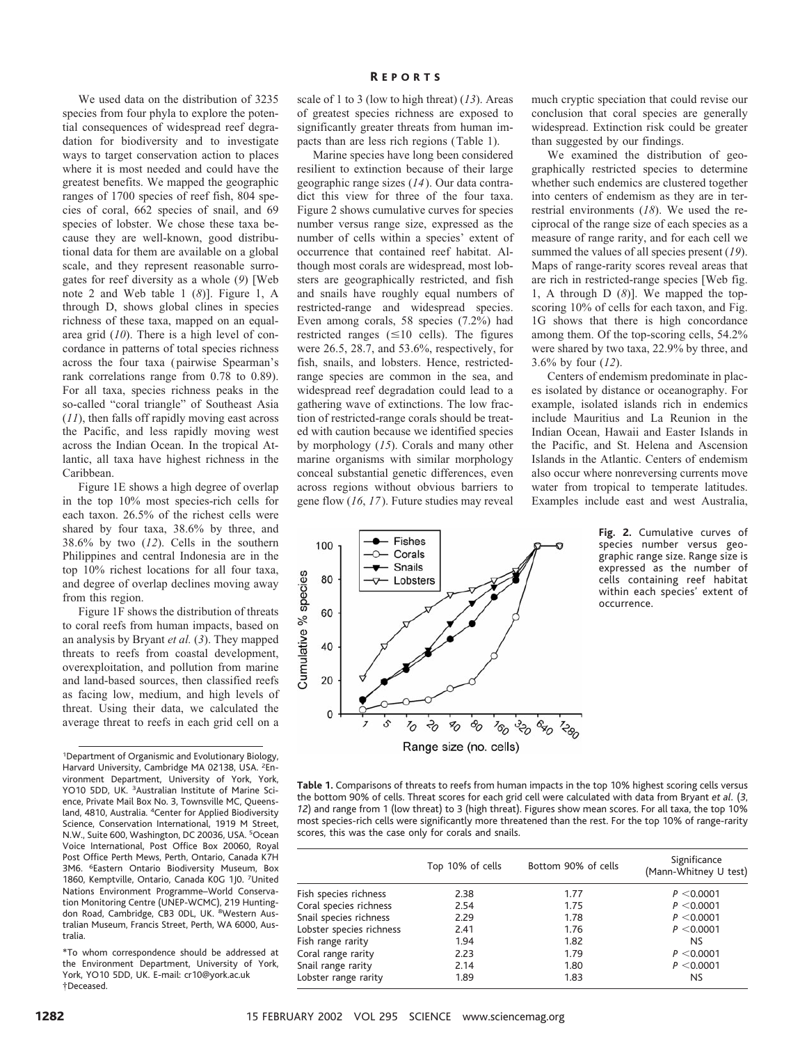We used data on the distribution of 3235 species from four phyla to explore the potential consequences of widespread reef degradation for biodiversity and to investigate ways to target conservation action to places where it is most needed and could have the greatest benefits. We mapped the geographic ranges of 1700 species of reef fish, 804 species of coral, 662 species of snail, and 69 species of lobster. We chose these taxa because they are well-known, good distributional data for them are available on a global scale, and they represent reasonable surrogates for reef diversity as a whole (*9*) [Web note 2 and Web table 1 (*8*)]. Figure 1, A through D, shows global clines in species richness of these taxa, mapped on an equal-area grid (*10*). There is a high level of concordance in patterns of total species richness across the four taxa (pairwise Spearman's rank correlations range from 0.78 to 0.89). For all taxa, species richness peaks in the so-called "coral triangle" of Southeast Asia (*11*), then falls off rapidly moving east across the Pacific, and less rapidly moving west across the Indian Ocean. In the tropical Atlantic, all taxa have highest richness in the Caribbean.

Figure 1E shows a high degree of overlap in the top 10% most species-rich cells for each taxon. 26.5% of the richest cells were shared by four taxa, 38.6% by three, and 38.6% by two (*12*). Cells in the southern Philippines and central Indonesia are in the top 10% richest locations for all four taxa, and degree of overlap declines moving away from this region.

Figure 1F shows the distribution of threats to coral reefs from human impacts, based on an analysis by Bryant *et al.* (*3*). They mapped threats to reefs from coastal development, overexploitation, and pollution from marine and land-based sources, then classified reefs as facing low, medium, and high levels of threat. Using their data, we calculated the average threat to reefs in each grid cell on a scale of 1 to 3 (low to high threat) (*13*). Areas of greatest species richness are exposed to significantly greater threats from human impacts than are less rich regions (Table 1).

Marine species have long been considered resilient to extinction because of their large geographic range sizes (*14*). Our data contradict this view for three of the four taxa. Figure 2 shows cumulative curves for species number versus range size, expressed as the number of cells within a species' extent of occurrence that contained reef habitat. Although most corals are widespread, most lobsters are geographically restricted, and fish and snails have roughly equal numbers of restricted-range and widespread species. Even among corals, 58 species (7.2%) had restricted ranges (≤10 cells). The figures were 26.5, 28.7, and 53.6%, respectively, for fish, snails, and lobsters. Hence, restricted-range species are common in the sea, and widespread reef degradation could lead to a gathering wave of extinctions. The low fraction of restricted-range corals should be treated with caution because we identified species by morphology (*15*). Corals and many other marine organisms with similar morphology conceal substantial genetic differences, even across regions without obvious barriers to gene flow (*16*, *17*). Future studies may reveal much cryptic speciation that could revise our conclusion that coral species are generally widespread. Extinction risk could be greater than suggested by our findings.

We examined the distribution of geographically restricted species to determine whether such endemics are clustered together into centers of endemism as they are in terrestrial environments (*18*). We used the reciprocal of the range size of each species as a measure of range rarity, and for each cell we summed the values of all species present (*19*). Maps of range-rarity scores reveal areas that are rich in restricted-range species [Web fig. 1, A through D (*8*)]. We mapped the top-scoring 10% of cells for each taxon, and Fig. 1G shows that there is high concordance among them. Of the top-scoring cells, 54.2% were shared by two taxa, 22.9% by three, and 3.6% by four (*12*).

Centers of endemism predominate in places isolated by distance or oceanography. For example, isolated islands rich in endemics include Mauritius and La Reunion in the Indian Ocean, Hawaii and Easter Islands in the Pacific, and St. Helena and Ascension Islands in the Atlantic. Centers of endemism also occur where nonreversing currents move water from tropical to temperate latitudes. Examples include east and west Australia,

**Fig. 2.** Cumulative curves of species number versus geographic range size. Range size is expressed as the number of cells containing reef habitat within each species' extent of occurrence.

**Table 1.** Comparisons of threats to reefs from human impacts in the top 10% highest scoring cells versus the bottom 90% of cells. Threat scores for each grid cell were calculated with data from Bryant *et al.* (*3*, *12*) and range from 1 (low threat) to 3 (high threat). Figures show mean scores. For all taxa, the top 10% most species-rich cells were significantly more threatened than the rest. For the top 10% of range-rarity scores, this was the case only for corals and snails.

| | Top 10% of cells | Bottom 90% of cells | Significance (Mann-Whitney U test) |
|---|---|---|---|
| Fish species richness | 2.38 | 1.77 | $P < 0.0001$ |
| Coral species richness | 2.54 | 1.75 | $P < 0.0001$ |
| Snail species richness | 2.29 | 1.78 | $P < 0.0001$ |
| Lobster species richness | 2.41 | 1.76 | $P < 0.0001$ |
| Fish range rarity | 1.94 | 1.82 | NS |
| Coral range rarity | 2.23 | 1.79 | $P < 0.0001$ |
| Snail range rarity | 2.14 | 1.80 | $P < 0.0001$ |
| Lobster range rarity | 1.89 | 1.83 | NS |

[1]Department of Organismic and Evolutionary Biology, Harvard University, Cambridge MA 02138, USA. [2]Environment Department, University of York, York, YO10 5DD, UK. [3]Australian Institute of Marine Science, Private Mail Box No. 3, Townsville MC, Queensland, 4810, Australia. [4]Center for Applied Biodiversity Science, Conservation International, 1919 M Street, N.W., Suite 600, Washington, DC 20036, USA. [5]Ocean Voice International, Post Office Box 20060, Royal Post Office Perth Mews, Perth, Ontario, Canada K7H 3M6. [6]Eastern Ontario Biodiversity Museum, Box 1860, Kemptville, Ontario, Canada K0G 1J0. [7]United Nations Environment Programme–World Conservation Monitoring Centre (UNEP-WCMC), 219 Huntingdon Road, Cambridge, CB3 0DL, UK. [8]Western Australian Museum, Francis Street, Perth, WA 6000, Australia.

*To whom correspondence should be addressed at the Environment Department, University of York, York, YO10 5DD, UK. E-mail: cr10@york.ac.uk
†Deceased.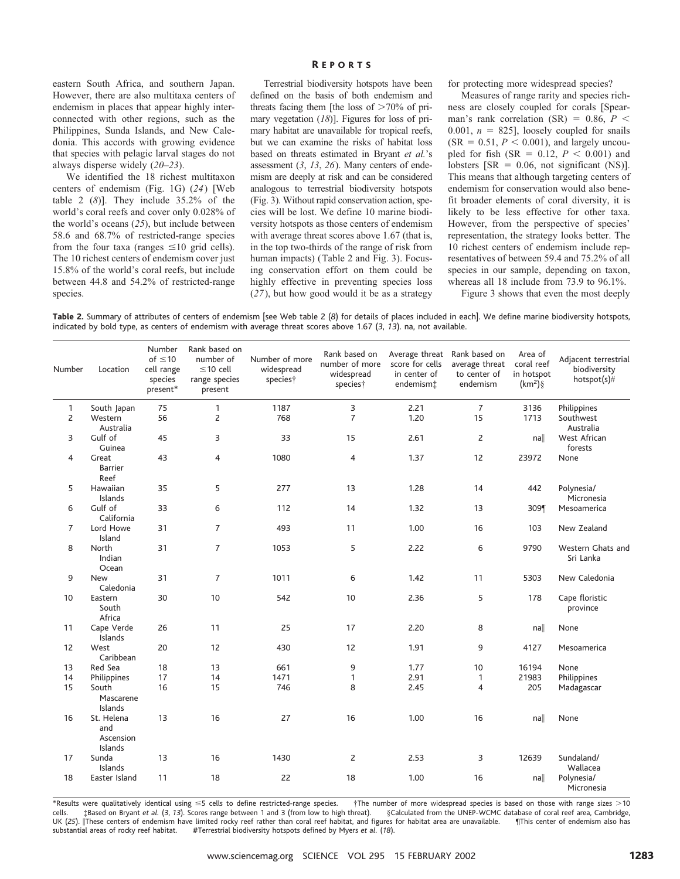eastern South Africa, and southern Japan. However, there are also multitaxa centers of endemism in places that appear highly interconnected with other regions, such as the Philippines, Sunda Islands, and New Caledonia. This accords with growing evidence that species with pelagic larval stages do not always disperse widely (20–23).

We identified the 18 richest multitaxon centers of endemism (Fig. 1G) (24) [Web table 2 (8)]. They include 35.2% of the world's coral reefs and cover only 0.028% of the world's oceans (25), but include between 58.6 and 68.7% of restricted-range species from the four taxa (ranges ≤10 grid cells). The 10 richest centers of endemism cover just 15.8% of the world's coral reefs, but include between 44.8 and 54.2% of restricted-range species.

Terrestrial biodiversity hotspots have been defined on the basis of both endemism and threats facing them [the loss of >70% of primary vegetation (18)]. Figures for loss of primary habitat are unavailable for tropical reefs, but we can examine the risks of habitat loss based on threats estimated in Bryant *et al.*'s assessment (3, 13, 26). Many centers of endemism are deeply at risk and can be considered analogous to terrestrial biodiversity hotspots (Fig. 3). Without rapid conservation action, species will be lost. We define 10 marine biodiversity hotspots as those centers of endemism with average threat scores above 1.67 (that is, in the top two-thirds of the range of risk from human impacts) (Table 2 and Fig. 3). Focusing conservation effort on them could be highly effective in preventing species loss (27), but how good would it be as a strategy for protecting more widespread species?

Measures of range rarity and species richness are closely coupled for corals [Spearman's rank correlation (SR) = 0.86, $P < 0.001$, $n = 825$], loosely coupled for snails (SR = 0.51, $P < 0.001$), and largely uncoupled for fish (SR = 0.12, $P < 0.001$) and lobsters [SR = 0.06, not significant (NS)]. This means that although targeting centers of endemism for conservation would also benefit broader elements of coral diversity, it is likely to be less effective for other taxa. However, from the perspective of species' representation, the strategy looks better. The 10 richest centers of endemism include representatives of between 59.4 and 75.2% of all species in our sample, depending on taxon, whereas all 18 include from 73.9 to 96.1%.

Figure 3 shows that even the most deeply

**Table 2.** Summary of attributes of centers of endemism [see Web table 2 (8) for details of places included in each]. We define marine biodiversity hotspots, indicated by bold type, as centers of endemism with average threat scores above 1.67 (3, 13). na, not available.

| Number | Location | Number of ≤10 cell range species present* | Rank based on number of ≤10 cell range species present | Number of more widespread species† | Rank based on number of more widespread species† | Average threat score for cells in center of endemism‡ | Rank based on average threat to center of endemism | Area of coral reef in hotspot (km²)§ | Adjacent terrestrial biodiversity hotspot(s)# |
|---|---|---|---|---|---|---|---|---|---|
| 1 | South Japan | 75 | 1 | 1187 | 3 | 2.21 | 7 | 3136 | Philippines |
| 2 | Western Australia | 56 | 2 | 768 | 7 | 1.20 | 15 | 1713 | Southwest Australia |
| 3 | Gulf of Guinea | 45 | 3 | 33 | 15 | 2.61 | 2 | na‖ | West African forests |
| 4 | Great Barrier Reef | 43 | 4 | 1080 | 4 | 1.37 | 12 | 23972 | None |
| 5 | Hawaiian Islands | 35 | 5 | 277 | 13 | 1.28 | 14 | 442 | Polynesia/ Micronesia |
| 6 | Gulf of California | 33 | 6 | 112 | 14 | 1.32 | 13 | 309¶ | Mesoamerica |
| 7 | Lord Howe Island | 31 | 7 | 493 | 11 | 1.00 | 16 | 103 | New Zealand |
| 8 | North Indian Ocean | 31 | 7 | 1053 | 5 | 2.22 | 6 | 9790 | Western Ghats and Sri Lanka |
| 9 | New Caledonia | 31 | 7 | 1011 | 6 | 1.42 | 11 | 5303 | New Caledonia |
| 10 | Eastern South Africa | 30 | 10 | 542 | 10 | 2.36 | 5 | 178 | Cape floristic province |
| 11 | Cape Verde Islands | 26 | 11 | 25 | 17 | 2.20 | 8 | na‖ | None |
| 12 | West Caribbean | 20 | 12 | 430 | 12 | 1.91 | 9 | 4127 | Mesoamerica |
| 13 | Red Sea | 18 | 13 | 661 | 9 | 1.77 | 10 | 16194 | None |
| 14 | Philippines | 17 | 14 | 1471 | 1 | 2.91 | 1 | 21983 | Philippines |
| 15 | South Mascarene Islands | 16 | 15 | 746 | 8 | 2.45 | 4 | 205 | Madagascar |
| 16 | St. Helena and Ascension Islands | 13 | 16 | 27 | 16 | 1.00 | 16 | na‖ | None |
| 17 | Sunda Islands | 13 | 16 | 1430 | 2 | 2.53 | 3 | 12639 | Sundaland/ Wallacea |
| 18 | Easter Island | 11 | 18 | 22 | 18 | 1.00 | 16 | na‖ | Polynesia/ Micronesia |

*Results were qualitatively identical using ≤5 cells to define restricted-range species. †The number of more widespread species is based on those with range sizes >10 cells. ‡Based on Bryant *et al.* (3, 13). Scores range between 1 and 3 (from low to high threat). §Calculated from the UNEP-WCMC database of coral reef area, Cambridge, UK (25). ‖These centers of endemism have limited rocky reef rather than coral reef habitat, and figures for habitat area are unavailable. ¶This center of endemism also has substantial areas of rocky reef habitat. #Terrestrial biodiversity hotspots defined by Myers *et al.* (18).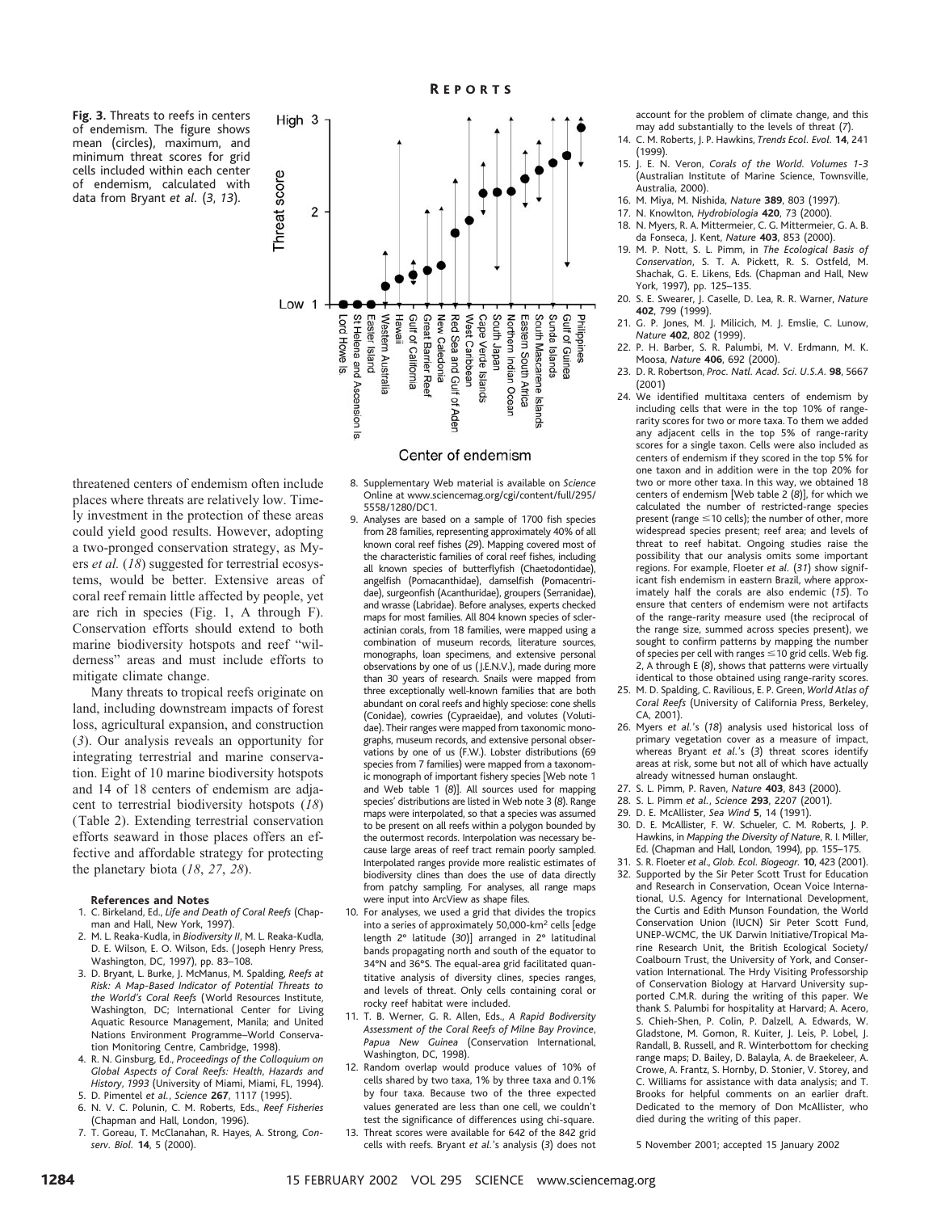**Fig. 3.** Threats to reefs in centers of endemism. The figure shows mean (circles), maximum, and minimum threat scores for grid cells included within each center of endemism, calculated with data from Bryant *et al*. (*3*, *13*).

Threat score

High 3

2

Low 1

Lord Howe Is
St Helena and Ascension Is
Easter Island
Western Australia
Hawaii
Gulf of California
Great Barrier Reef
New Caledonia
Red Sea and Gulf of Aden
West Caribbean
Cape Verde Islands
South Japan
Northern Indian Ocean
Eastern South Africa
South Mascarene Islands
Sunda Islands
Gulf of Guinea
Philippines

Center of endemism

threatened centers of endemism often include places where threats are relatively low. Timely investment in the protection of these areas could yield good results. However, adopting a two-pronged conservation strategy, as Myers *et al.* (*18*) suggested for terrestrial ecosystems, would be better. Extensive areas of coral reef remain little affected by people, yet are rich in species (Fig. 1, A through F). Conservation efforts should extend to both marine biodiversity hotspots and reef "wilderness" areas and must include efforts to mitigate climate change.

Many threats to tropical reefs originate on land, including downstream impacts of forest loss, agricultural expansion, and construction (*3*). Our analysis reveals an opportunity for integrating terrestrial and marine conservation. Eight of 10 marine biodiversity hotspots and 14 of 18 centers of endemism are adjacent to terrestrial biodiversity hotspots (*18*) (Table 2). Extending terrestrial conservation efforts seaward in those places offers an effective and affordable strategy for protecting the planetary biota (*18*, *27*, *28*).

### References and Notes

1. C. Birkeland, Ed., *Life and Death of Coral Reefs* (Chapman and Hall, New York, 1997).
2. M. L. Reaka-Kudla, in *Biodiversity II*, M. L. Reaka-Kudla, D. E. Wilson, E. O. Wilson, Eds. (Joseph Henry Press, Washington, DC, 1997), pp. 83–108.
3. D. Bryant, L. Burke, J. McManus, M. Spalding, *Reefs at Risk: A Map-Based Indicator of Potential Threats to the World's Coral Reefs* (World Resources Institute, Washington, DC; International Center for Living Aquatic Resource Management, Manila; and United Nations Environment Programme–World Conservation Monitoring Centre, Cambridge, 1998).
4. R. N. Ginsburg, Ed., *Proceedings of the Colloquium on Global Aspects of Coral Reefs: Health, Hazards and History*, *1993* (University of Miami, Miami, FL, 1994).
5. D. Pimentel *et al.*, *Science* **267**, 1117 (1995).
6. N. V. C. Polunin, C. M. Roberts, Eds., *Reef Fisheries* (Chapman and Hall, London, 1996).
7. T. Goreau, T. McClanahan, R. Hayes, A. Strong, *Conserv. Biol.* **14**, 5 (2000).
8. Supplementary Web material is available on *Science* Online at www.sciencemag.org/cgi/content/full/295/5558/1280/DC1.
9. Analyses are based on a sample of 1700 fish species from 28 families, representing approximately 40% of all known coral reef fishes (*29*). Mapping covered most of the characteristic families of coral reef fishes, including all known species of butterflyfish (Chaetodontidae), angelfish (Pomacanthidae), damselfish (Pomacentridae), surgeonfish (Acanthuridae), groupers (Serranidae), and wrasse (Labridae). Before analyses, experts checked maps for most families. All 804 known species of scleractinian corals, from 18 families, were mapped using a combination of museum records, literature sources, monographs, loan specimens, and extensive personal observations by one of us (J.E.N.V.), made during more than 30 years of research. Snails were mapped from three exceptionally well-known families that are both abundant on coral reefs and highly speciose: cone shells (Conidae), cowries (Cypraeidae), and volutes (Volutidae). Their ranges were mapped from taxonomic monographs, museum records, and extensive personal observations by one of us (F.W.). Lobster distributions (69 species from 7 families) were mapped from a taxonomic monograph of important fishery species [Web note 1 and Web table 1 (*8*)]. All sources used for mapping species' distributions are listed in Web note 3 (*8*). Range maps were interpolated, so that a species was assumed to be present on all reefs within a polygon bounded by the outermost records. Interpolation was necessary because large areas of reef tract remain poorly sampled. Interpolated ranges provide more realistic estimates of biodiversity clines than does the use of data directly from patchy sampling. For analyses, all range maps were input into ArcView as shape files.
10. For analyses, we used a grid that divides the tropics into a series of approximately 50,000-km$^2$ cells [edge length 2° latitude (*30*)] arranged in 2° latitudinal bands propagating north and south of the equator to 34°N and 36°S. The equal-area grid facilitated quantitative analysis of diversity clines, species ranges, and levels of threat. Only cells containing coral or rocky reef habitat were included.
11. T. B. Werner, G. R. Allen, Eds., *A Rapid Bodiversity Assessment of the Coral Reefs of Milne Bay Province*, *Papua New Guinea* (Conservation International, Washington, DC, 1998).
12. Random overlap would produce values of 10% of cells shared by two taxa, 1% by three taxa and 0.1% by four taxa. Because two of the three expected values generated are less than one cell, we couldn't test the significance of differences using chi-square.
13. Threat scores were available for 642 of the 842 grid cells with reefs. Bryant *et al.*'s analysis (*3*) does not account for the problem of climate change, and this may add substantially to the levels of threat (*7*).
14. C. M. Roberts, J. P. Hawkins, *Trends Ecol. Evol.* **14**, 241 (1999).
15. J. E. N. Veron, *Corals of the World. Volumes 1-3* (Australian Institute of Marine Science, Townsville, Australia, 2000).
16. M. Miya, M. Nishida, *Nature* **389**, 803 (1997).
17. N. Knowlton, *Hydrobiologia* **420**, 73 (2000).
18. N. Myers, R. A. Mittermeier, C. G. Mittermeier, G. A. B. da Fonseca, J. Kent, *Nature* **403**, 853 (2000).
19. M. P. Nott, S. L. Pimm, in *The Ecological Basis of Conservation*, S. T. A. Pickett, R. S. Ostfeld, M. Shachak, G. E. Likens, Eds. (Chapman and Hall, New York, 1997), pp. 125–135.
20. S. E. Swearer, J. Caselle, D. Lea, R. R. Warner, *Nature* **402**, 799 (1999).
21. G. P. Jones, M. J. Milicich, M. J. Emslie, C. Lunow, *Nature* **402**, 802 (1999).
22. P. H. Barber, S. R. Palumbi, M. V. Erdmann, M. K. Moosa, *Nature* **406**, 692 (2000).
23. D. R. Robertson, *Proc. Natl. Acad. Sci. U.S.A.* **98**, 5667 (2001)
24. We identified multitaxa centers of endemism by including cells that were in the top 10% of range-rarity scores for two or more taxa. To them we added any adjacent cells in the top 5% of range-rarity scores for a single taxon. Cells were also included as centers of endemism if they scored in the top 5% for one taxon and in addition were in the top 20% for two or more other taxa. In this way, we obtained 18 centers of endemism [Web table 2 (*8*)], for which we calculated the number of restricted-range species present (range ≤10 cells); the number of other, more widespread species present; reef area; and levels of threat to reef habitat. Ongoing studies raise the possibility that our analysis omits some important regions. For example, Floeter *et al*. (*31*) show significant fish endemism in eastern Brazil, where approximately half the corals are also endemic (*15*). To ensure that centers of endemism were not artifacts of the range-rarity measure used (the reciprocal of the range size, summed across species present), we sought to confirm patterns by mapping the number of species per cell with ranges ≤10 grid cells. Web fig. 2, A through E (*8*), shows that patterns were virtually identical to those obtained using range-rarity scores.
25. M. D. Spalding, C. Ravilious, E. P. Green, *World Atlas of Coral Reefs* (University of California Press, Berkeley, CA, 2001).
26. Myers *et al.*'s (*18*) analysis used historical loss of primary vegetation cover as a measure of impact, whereas Bryant *et al.*'s (*3*) threat scores identify areas at risk, some but not all of which have actually already witnessed human onslaught.
27. S. L. Pimm, P. Raven, *Nature* **403**, 843 (2000).
28. S. L. Pimm *et al.*, *Science* **293**, 2207 (2001).
29. D. E. McAllister, *Sea Wind* **5**, 14 (1991).
30. D. E. McAllister, F. W. Schueler, C. M. Roberts, J. P. Hawkins, in *Mapping the Diversity of Nature*, R. I. Miller, Ed. (Chapman and Hall, London, 1994), pp. 155–175.
31. S. R. Floeter *et al.*, *Glob. Ecol. Biogeogr.* **10**, 423 (2001).
32. Supported by the Sir Peter Scott Trust for Education and Research in Conservation, Ocean Voice International, U.S. Agency for International Development, the Curtis and Edith Munson Foundation, the World Conservation Union (IUCN) Sir Peter Scott Fund, UNEP-WCMC, the UK Darwin Initiative/Tropical Marine Research Unit, the British Ecological Society/Coalbourn Trust, the University of York, and Conservation International. The Hrdy Visiting Professorship of Conservation Biology at Harvard University supported C.M.R. during the writing of this paper. We thank S. Palumbi for hospitality at Harvard; A. Acero, S. Chieh-Shen, P. Colin, P. Dalzell, A. Edwards, W. Gladstone, M. Gomon, R. Kuiter, J. Leis, P. Lobel, J. Randall, B. Russell, and R. Winterbottom for checking range maps; D. Bailey, D. Balayla, A. de Braekeleer, A. Crowe, A. Frantz, S. Hornby, D. Stonier, V. Storey, and C. Williams for assistance with data analysis; and T. Brooks for helpful comments on an earlier draft. Dedicated to the memory of Don McAllister, who died during the writing of this paper.

5 November 2001; accepted 15 January 2002